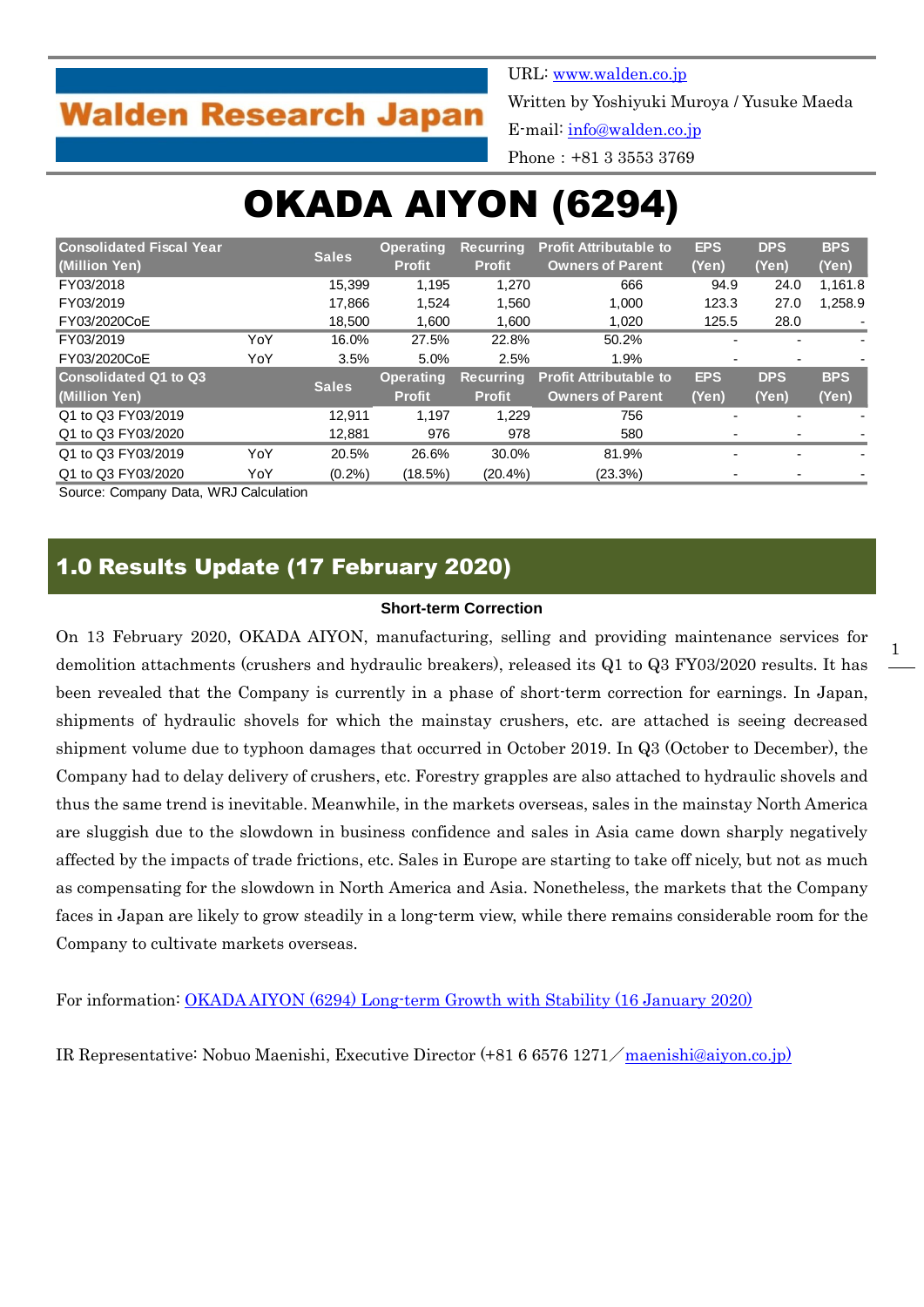Walden Research Japan

URL: www.walden.co.jp
Written by Yoshiyuki Muroya / Yusuke Maeda
E-mail: info@walden.co.jp
Phone : +81 3 3553 3769

# OKADA AIYON (6294)

| Consolidated Fiscal Year (Million Yen) | | Sales | Operating Profit | Recurring Profit | Profit Attributable to Owners of Parent | EPS (Yen) | DPS (Yen) | BPS (Yen) |
|---|---|---|---|---|---|---|---|---|
| FY03/2018 | | 15,399 | 1,195 | 1,270 | 666 | 94.9 | 24.0 | 1,161.8 |
| FY03/2019 | | 17,866 | 1,524 | 1,560 | 1,000 | 123.3 | 27.0 | 1,258.9 |
| FY03/2020CoE | | 18,500 | 1,600 | 1,600 | 1,020 | 125.5 | 28.0 | - |
| FY03/2019 | YoY | 16.0% | 27.5% | 22.8% | 50.2% | - | - | - |
| FY03/2020CoE | YoY | 3.5% | 5.0% | 2.5% | 1.9% | - | - | - |
| **Consolidated Q1 to Q3 (Million Yen)** | | **Sales** | **Operating Profit** | **Recurring Profit** | **Profit Attributable to Owners of Parent** | **EPS (Yen)** | **DPS (Yen)** | **BPS (Yen)** |
| Q1 to Q3 FY03/2019 | | 12,911 | 1,197 | 1,229 | 756 | - | - | - |
| Q1 to Q3 FY03/2020 | | 12,881 | 976 | 978 | 580 | - | - | - |
| Q1 to Q3 FY03/2019 | YoY | 20.5% | 26.6% | 30.0% | 81.9% | - | - | - |
| Q1 to Q3 FY03/2020 | YoY | (0.2%) | (18.5%) | (20.4%) | (23.3%) | - | - | - |

Source: Company Data, WRJ Calculation

## 1.0 Results Update (17 February 2020)

**Short-term Correction**

On 13 February 2020, OKADA AIYON, manufacturing, selling and providing maintenance services for demolition attachments (crushers and hydraulic breakers), released its Q1 to Q3 FY03/2020 results. It has been revealed that the Company is currently in a phase of short-term correction for earnings. In Japan, shipments of hydraulic shovels for which the mainstay crushers, etc. are attached is seeing decreased shipment volume due to typhoon damages that occurred in October 2019. In Q3 (October to December), the Company had to delay delivery of crushers, etc. Forestry grapples are also attached to hydraulic shovels and thus the same trend is inevitable. Meanwhile, in the markets overseas, sales in the mainstay North America are sluggish due to the slowdown in business confidence and sales in Asia came down sharply negatively affected by the impacts of trade frictions, etc. Sales in Europe are starting to take off nicely, but not as much as compensating for the slowdown in North America and Asia. Nonetheless, the markets that the Company faces in Japan are likely to grow steadily in a long-term view, while there remains considerable room for the Company to cultivate markets overseas.

For information: OKADA AIYON (6294) Long-term Growth with Stability (16 January 2020)

IR Representative: Nobuo Maenishi, Executive Director (+81 6 6576 1271／maenishi@aiyon.co.jp)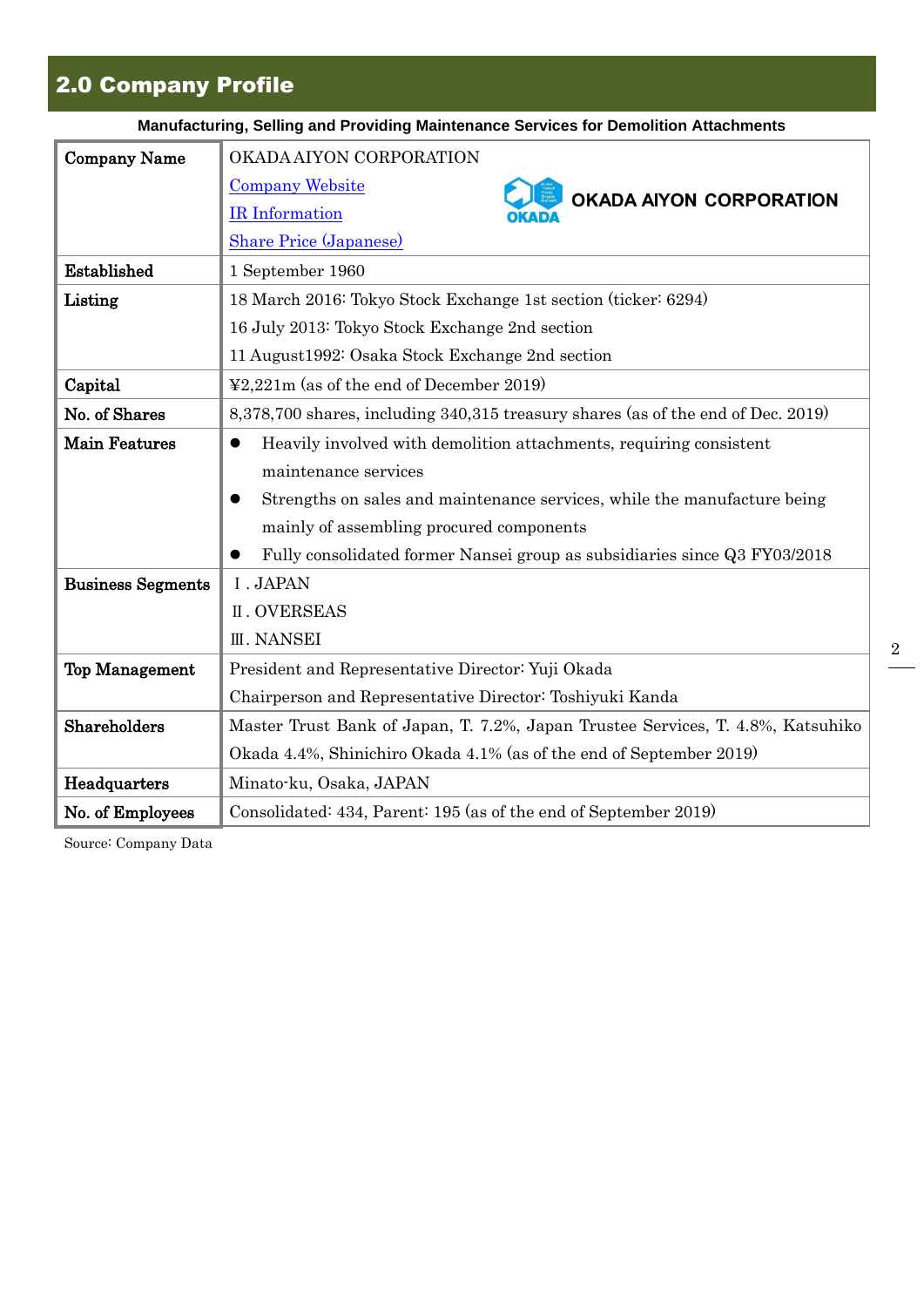## 2.0 Company Profile

**Manufacturing, Selling and Providing Maintenance Services for Demolition Attachments**

| | |
|---|---|
| **Company Name** | OKADA AIYON CORPORATION<br>Company Website<br>IR Information<br>Share Price (Japanese) |
| **Established** | 1 September 1960 |
| **Listing** | 18 March 2016: Tokyo Stock Exchange 1st section (ticker: 6294)<br>16 July 2013: Tokyo Stock Exchange 2nd section<br>11 August1992: Osaka Stock Exchange 2nd section |
| **Capital** | ¥2,221m (as of the end of December 2019) |
| **No. of Shares** | 8,378,700 shares, including 340,315 treasury shares (as of the end of Dec. 2019) |
| **Main Features** | ● Heavily involved with demolition attachments, requiring consistent maintenance services<br>● Strengths on sales and maintenance services, while the manufacture being mainly of assembling procured components<br>● Fully consolidated former Nansei group as subsidiaries since Q3 FY03/2018 |
| **Business Segments** | Ⅰ. JAPAN<br>Ⅱ. OVERSEAS<br>Ⅲ. NANSEI |
| **Top Management** | President and Representative Director: Yuji Okada<br>Chairperson and Representative Director: Toshiyuki Kanda |
| **Shareholders** | Master Trust Bank of Japan, T. 7.2%, Japan Trustee Services, T. 4.8%, Katsuhiko Okada 4.4%, Shinichiro Okada 4.1% (as of the end of September 2019) |
| **Headquarters** | Minato-ku, Osaka, JAPAN |
| **No. of Employees** | Consolidated: 434, Parent: 195 (as of the end of September 2019) |

Source: Company Data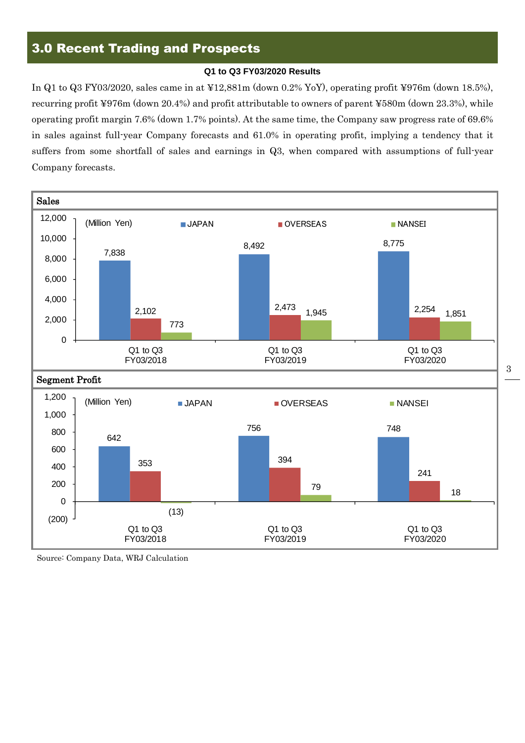## 3.0 Recent Trading and Prospects

**Q1 to Q3 FY03/2020 Results**

In Q1 to Q3 FY03/2020, sales came in at ¥12,881m (down 0.2% YoY), operating profit ¥976m (down 18.5%), recurring profit ¥976m (down 20.4%) and profit attributable to owners of parent ¥580m (down 23.3%), while operating profit margin 7.6% (down 1.7% points). At the same time, the Company saw progress rate of 69.6% in sales against full-year Company forecasts and 61.0% in operating profit, implying a tendency that it suffers from some shortfall of sales and earnings in Q3, when compared with assumptions of full-year Company forecasts.

**Sales**

(Million Yen)

| | JAPAN | OVERSEAS | NANSEI |
|---|---|---|---|
| Q1 to Q3 FY03/2018 | 7,838 | 2,102 | 773 |
| Q1 to Q3 FY03/2019 | 8,492 | 2,473 | 1,945 |
| Q1 to Q3 FY03/2020 | 8,775 | 2,254 | 1,851 |

**Segment Profit**

(Million Yen)

| | JAPAN | OVERSEAS | NANSEI |
|---|---|---|---|
| Q1 to Q3 FY03/2018 | 642 | 353 | (13) |
| Q1 to Q3 FY03/2019 | 756 | 394 | 79 |
| Q1 to Q3 FY03/2020 | 748 | 241 | 18 |

Source: Company Data, WRJ Calculation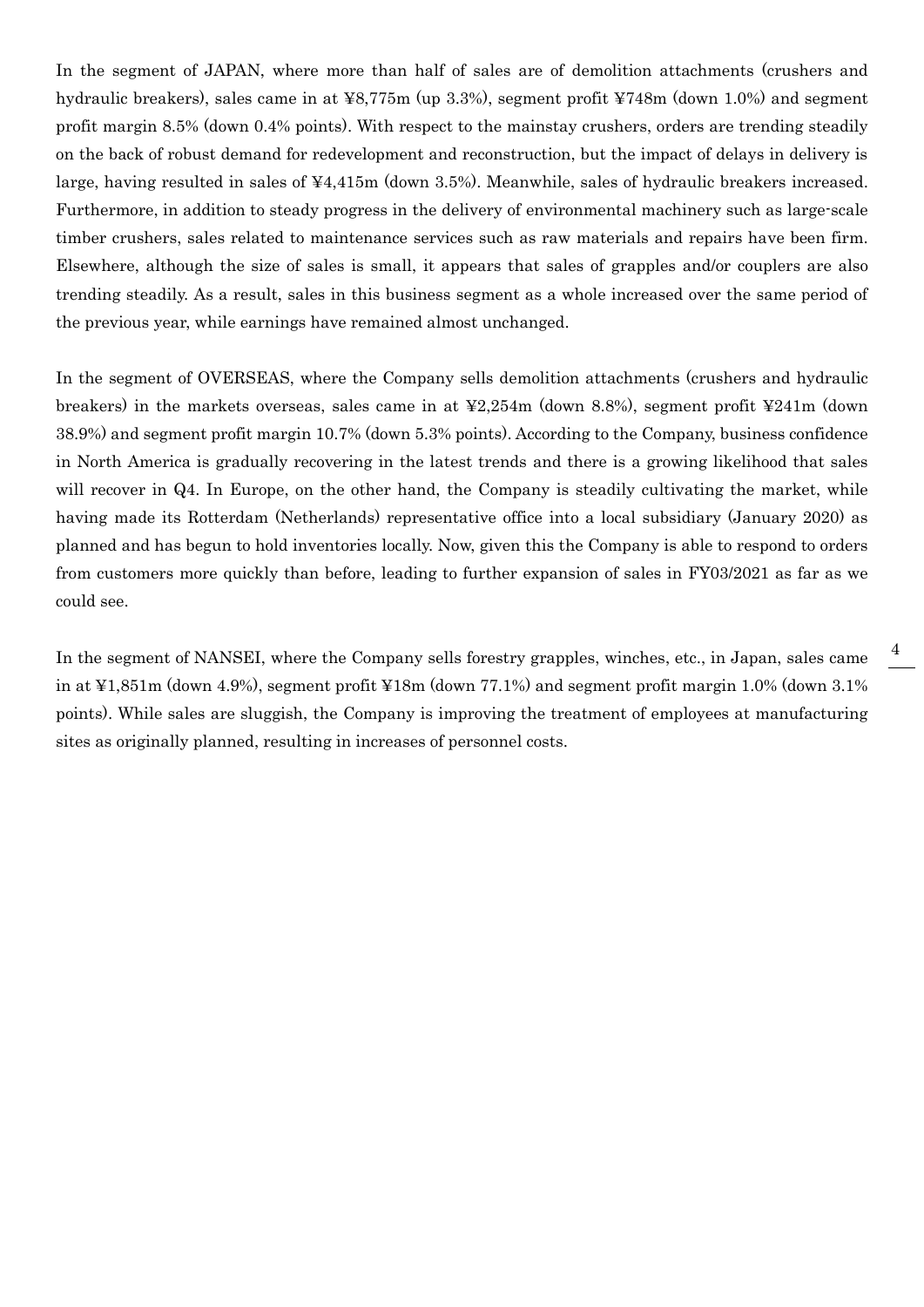In the segment of JAPAN, where more than half of sales are of demolition attachments (crushers and hydraulic breakers), sales came in at ¥8,775m (up 3.3%), segment profit ¥748m (down 1.0%) and segment profit margin 8.5% (down 0.4% points). With respect to the mainstay crushers, orders are trending steadily on the back of robust demand for redevelopment and reconstruction, but the impact of delays in delivery is large, having resulted in sales of ¥4,415m (down 3.5%). Meanwhile, sales of hydraulic breakers increased. Furthermore, in addition to steady progress in the delivery of environmental machinery such as large-scale timber crushers, sales related to maintenance services such as raw materials and repairs have been firm. Elsewhere, although the size of sales is small, it appears that sales of grapples and/or couplers are also trending steadily. As a result, sales in this business segment as a whole increased over the same period of the previous year, while earnings have remained almost unchanged.

In the segment of OVERSEAS, where the Company sells demolition attachments (crushers and hydraulic breakers) in the markets overseas, sales came in at ¥2,254m (down 8.8%), segment profit ¥241m (down 38.9%) and segment profit margin 10.7% (down 5.3% points). According to the Company, business confidence in North America is gradually recovering in the latest trends and there is a growing likelihood that sales will recover in Q4. In Europe, on the other hand, the Company is steadily cultivating the market, while having made its Rotterdam (Netherlands) representative office into a local subsidiary (January 2020) as planned and has begun to hold inventories locally. Now, given this the Company is able to respond to orders from customers more quickly than before, leading to further expansion of sales in FY03/2021 as far as we could see.

In the segment of NANSEI, where the Company sells forestry grapples, winches, etc., in Japan, sales came in at ¥1,851m (down 4.9%), segment profit ¥18m (down 77.1%) and segment profit margin 1.0% (down 3.1% points). While sales are sluggish, the Company is improving the treatment of employees at manufacturing sites as originally planned, resulting in increases of personnel costs.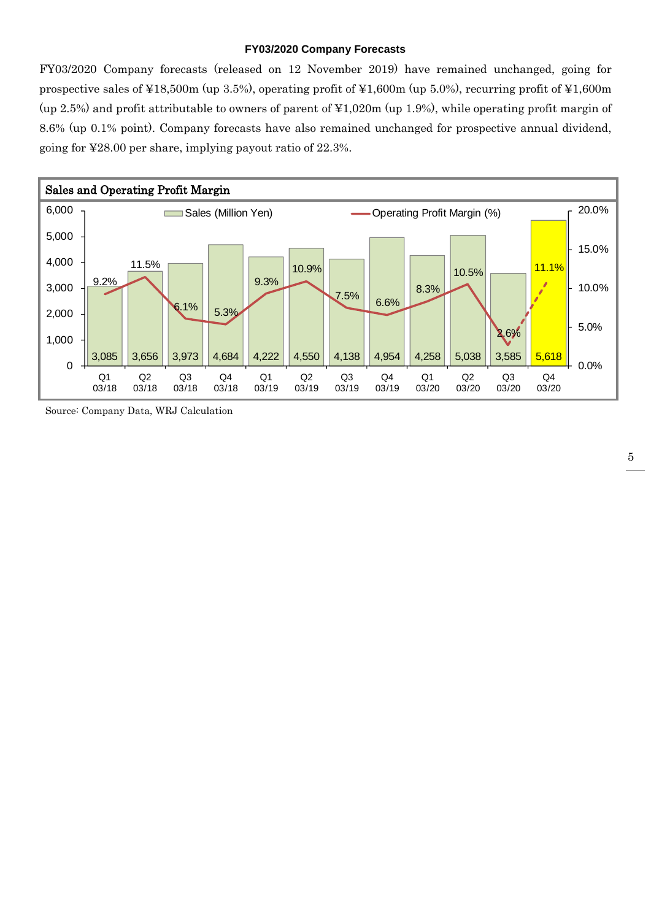### FY03/2020 Company Forecasts

FY03/2020 Company forecasts (released on 12 November 2019) have remained unchanged, going for prospective sales of ¥18,500m (up 3.5%), operating profit of ¥1,600m (up 5.0%), recurring profit of ¥1,600m (up 2.5%) and profit attributable to owners of parent of ¥1,020m (up 1.9%), while operating profit margin of 8.6% (up 0.1% point). Company forecasts have also remained unchanged for prospective annual dividend, going for ¥28.00 per share, implying payout ratio of 22.3%.

**Sales and Operating Profit Margin**

| Quarter | Sales (Million Yen) | Operating Profit Margin (%) |
|---|---|---|
| Q1 03/18 | 3,085 | 9.2% |
| Q2 03/18 | 3,656 | 11.5% |
| Q3 03/18 | 3,973 | 6.1% |
| Q4 03/18 | 4,684 | 5.3% |
| Q1 03/19 | 4,222 | 9.3% |
| Q2 03/19 | 4,550 | 10.9% |
| Q3 03/19 | 4,138 | 7.5% |
| Q4 03/19 | 4,954 | 6.6% |
| Q1 03/20 | 4,258 | 8.3% |
| Q2 03/20 | 5,038 | 10.5% |
| Q3 03/20 | 3,585 | 2.6% |
| Q4 03/20 | 5,618 | 11.1% |

Source: Company Data, WRJ Calculation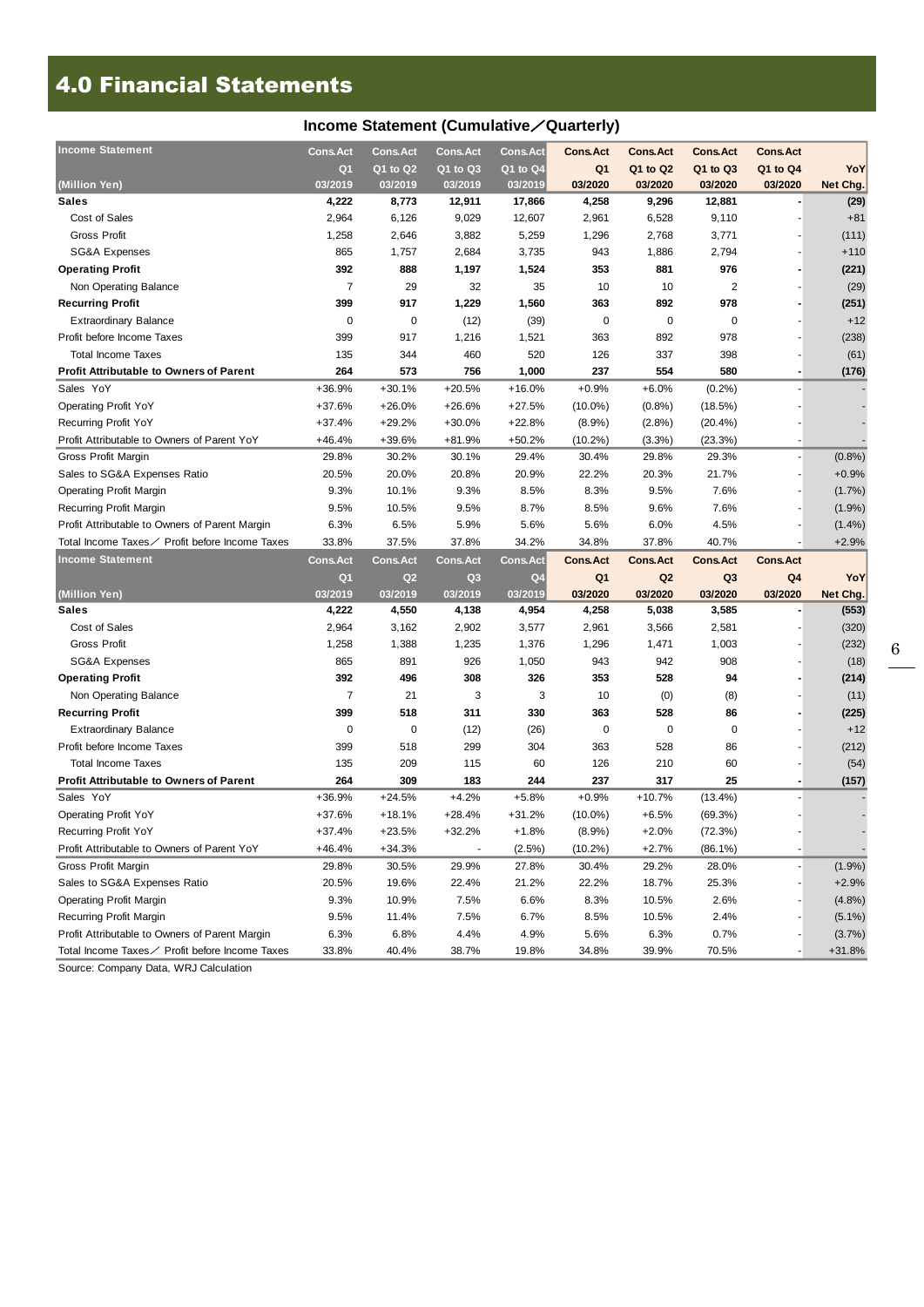# 4.0 Financial Statements

## Income Statement (Cumulative／Quarterly)

| Income Statement (Million Yen) | Cons.Act Q1 03/2019 | Cons.Act Q1 to Q2 03/2019 | Cons.Act Q1 to Q3 03/2019 | Cons.Act Q1 to Q4 03/2019 | Cons.Act Q1 03/2020 | Cons.Act Q1 to Q2 03/2020 | Cons.Act Q1 to Q3 03/2020 | Cons.Act Q1 to Q4 03/2020 | YoY Net Chg. |
|---|---|---|---|---|---|---|---|---|---|
| **Sales** | **4,222** | **8,773** | **12,911** | **17,866** | **4,258** | **9,296** | **12,881** | **-** | **(29)** |
| Cost of Sales | 2,964 | 6,126 | 9,029 | 12,607 | 2,961 | 6,528 | 9,110 | - | +81 |
| Gross Profit | 1,258 | 2,646 | 3,882 | 5,259 | 1,296 | 2,768 | 3,771 | - | (111) |
| SG&A Expenses | 865 | 1,757 | 2,684 | 3,735 | 943 | 1,886 | 2,794 | - | +110 |
| **Operating Profit** | **392** | **888** | **1,197** | **1,524** | **353** | **881** | **976** | **-** | **(221)** |
| Non Operating Balance | 7 | 29 | 32 | 35 | 10 | 10 | 2 | - | (29) |
| **Recurring Profit** | **399** | **917** | **1,229** | **1,560** | **363** | **892** | **978** | **-** | **(251)** |
| Extraordinary Balance | 0 | 0 | (12) | (39) | 0 | 0 | 0 | - | +12 |
| Profit before Income Taxes | 399 | 917 | 1,216 | 1,521 | 363 | 892 | 978 | - | (238) |
| Total Income Taxes | 135 | 344 | 460 | 520 | 126 | 337 | 398 | - | (61) |
| **Profit Attributable to Owners of Parent** | **264** | **573** | **756** | **1,000** | **237** | **554** | **580** | **-** | **(176)** |
| Sales YoY | +36.9% | +30.1% | +20.5% | +16.0% | +0.9% | +6.0% | (0.2%) | - | - |
| Operating Profit YoY | +37.6% | +26.0% | +26.6% | +27.5% | (10.0%) | (0.8%) | (18.5%) | - | - |
| Recurring Profit YoY | +37.4% | +29.2% | +30.0% | +22.8% | (8.9%) | (2.8%) | (20.4%) | - | - |
| Profit Attributable to Owners of Parent YoY | +46.4% | +39.6% | +81.9% | +50.2% | (10.2%) | (3.3%) | (23.3%) | - | - |
| Gross Profit Margin | 29.8% | 30.2% | 30.1% | 29.4% | 30.4% | 29.8% | 29.3% | - | (0.8%) |
| Sales to SG&A Expenses Ratio | 20.5% | 20.0% | 20.8% | 20.9% | 22.2% | 20.3% | 21.7% | - | +0.9% |
| Operating Profit Margin | 9.3% | 10.1% | 9.3% | 8.5% | 8.3% | 9.5% | 7.6% | - | (1.7%) |
| Recurring Profit Margin | 9.5% | 10.5% | 9.5% | 8.7% | 8.5% | 9.6% | 7.6% | - | (1.9%) |
| Profit Attributable to Owners of Parent Margin | 6.3% | 6.5% | 5.9% | 5.6% | 5.6% | 6.0% | 4.5% | - | (1.4%) |
| Total Income Taxes／Profit before Income Taxes | 33.8% | 37.5% | 37.8% | 34.2% | 34.8% | 37.8% | 40.7% | - | +2.9% |

| Income Statement (Million Yen) | Cons.Act Q1 03/2019 | Cons.Act Q2 03/2019 | Cons.Act Q3 03/2019 | Cons.Act Q4 03/2019 | Cons.Act Q1 03/2020 | Cons.Act Q2 03/2020 | Cons.Act Q3 03/2020 | Cons.Act Q4 03/2020 | YoY Net Chg. |
|---|---|---|---|---|---|---|---|---|---|
| **Sales** | **4,222** | **4,550** | **4,138** | **4,954** | **4,258** | **5,038** | **3,585** | **-** | **(553)** |
| Cost of Sales | 2,964 | 3,162 | 2,902 | 3,577 | 2,961 | 3,566 | 2,581 | - | (320) |
| Gross Profit | 1,258 | 1,388 | 1,235 | 1,376 | 1,296 | 1,471 | 1,003 | - | (232) |
| SG&A Expenses | 865 | 891 | 926 | 1,050 | 943 | 942 | 908 | - | (18) |
| **Operating Profit** | **392** | **496** | **308** | **326** | **353** | **528** | **94** | **-** | **(214)** |
| Non Operating Balance | 7 | 21 | 3 | 3 | 10 | (0) | (8) | - | (11) |
| **Recurring Profit** | **399** | **518** | **311** | **330** | **363** | **528** | **86** | **-** | **(225)** |
| Extraordinary Balance | 0 | 0 | (12) | (26) | 0 | 0 | 0 | - | +12 |
| Profit before Income Taxes | 399 | 518 | 299 | 304 | 363 | 528 | 86 | - | (212) |
| Total Income Taxes | 135 | 209 | 115 | 60 | 126 | 210 | 60 | - | (54) |
| **Profit Attributable to Owners of Parent** | **264** | **309** | **183** | **244** | **237** | **317** | **25** | **-** | **(157)** |
| Sales YoY | +36.9% | +24.5% | +4.2% | +5.8% | +0.9% | +10.7% | (13.4%) | - | - |
| Operating Profit YoY | +37.6% | +18.1% | +28.4% | +31.2% | (10.0%) | +6.5% | (69.3%) | - | - |
| Recurring Profit YoY | +37.4% | +23.5% | +32.2% | +1.8% | (8.9%) | +2.0% | (72.3%) | - | - |
| Profit Attributable to Owners of Parent YoY | +46.4% | +34.3% | - | (2.5%) | (10.2%) | +2.7% | (86.1%) | - | - |
| Gross Profit Margin | 29.8% | 30.5% | 29.9% | 27.8% | 30.4% | 29.2% | 28.0% | - | (1.9%) |
| Sales to SG&A Expenses Ratio | 20.5% | 19.6% | 22.4% | 21.2% | 22.2% | 18.7% | 25.3% | - | +2.9% |
| Operating Profit Margin | 9.3% | 10.9% | 7.5% | 6.6% | 8.3% | 10.5% | 2.6% | - | (4.8%) |
| Recurring Profit Margin | 9.5% | 11.4% | 7.5% | 6.7% | 8.5% | 10.5% | 2.4% | - | (5.1%) |
| Profit Attributable to Owners of Parent Margin | 6.3% | 6.8% | 4.4% | 4.9% | 5.6% | 6.3% | 0.7% | - | (3.7%) |
| Total Income Taxes／Profit before Income Taxes | 33.8% | 40.4% | 38.7% | 19.8% | 34.8% | 39.9% | 70.5% | - | +31.8% |

Source: Company Data, WRJ Calculation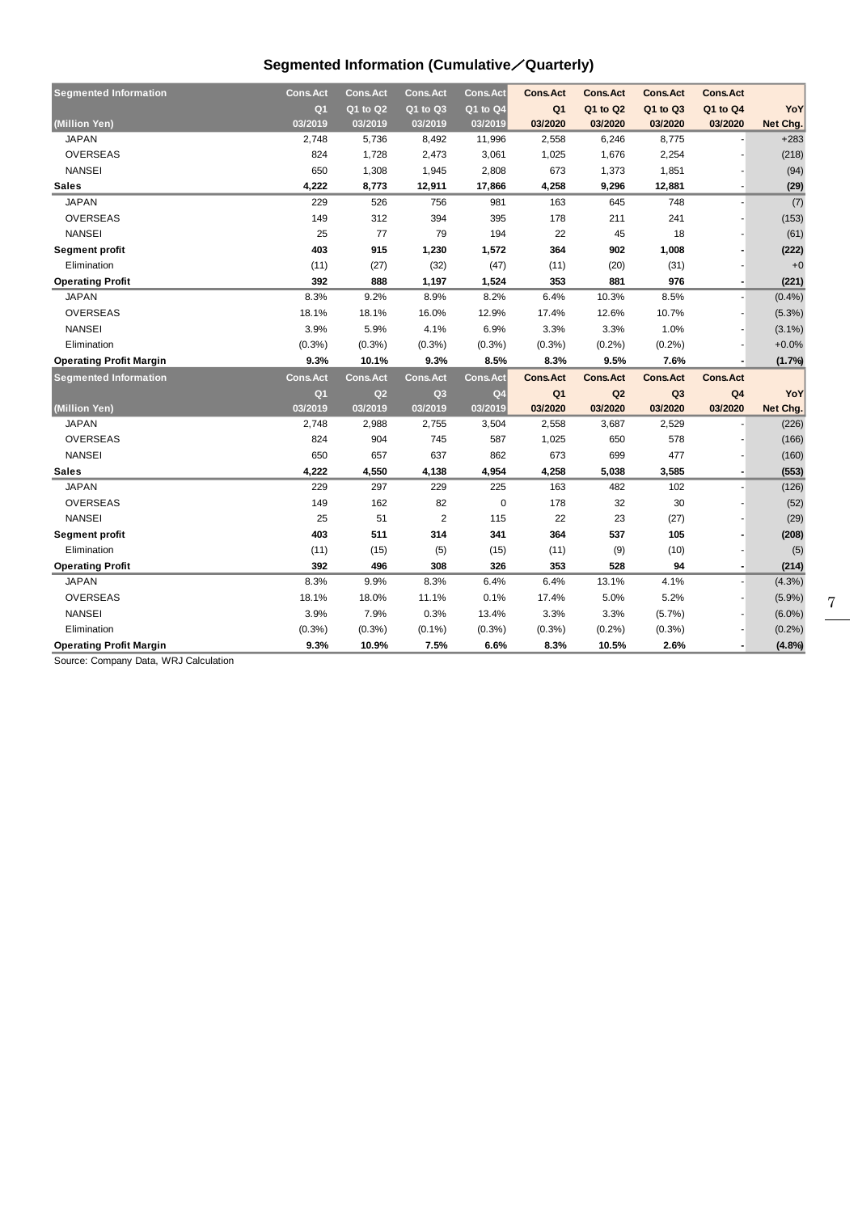## Segmented Information (Cumulative／Quarterly)

| Segmented Information (Million Yen) | Cons.Act Q1 03/2019 | Cons.Act Q1 to Q2 03/2019 | Cons.Act Q1 to Q3 03/2019 | Cons.Act Q1 to Q4 03/2019 | Cons.Act Q1 03/2020 | Cons.Act Q1 to Q2 03/2020 | Cons.Act Q1 to Q3 03/2020 | Cons.Act Q1 to Q4 03/2020 | YoY Net Chg. |
|---|---|---|---|---|---|---|---|---|---|
| JAPAN | 2,748 | 5,736 | 8,492 | 11,996 | 2,558 | 6,246 | 8,775 | - | +283 |
| OVERSEAS | 824 | 1,728 | 2,473 | 3,061 | 1,025 | 1,676 | 2,254 | - | (218) |
| NANSEI | 650 | 1,308 | 1,945 | 2,808 | 673 | 1,373 | 1,851 | - | (94) |
| **Sales** | **4,222** | **8,773** | **12,911** | **17,866** | **4,258** | **9,296** | **12,881** | - | **(29)** |
| JAPAN | 229 | 526 | 756 | 981 | 163 | 645 | 748 | - | (7) |
| OVERSEAS | 149 | 312 | 394 | 395 | 178 | 211 | 241 | - | (153) |
| NANSEI | 25 | 77 | 79 | 194 | 22 | 45 | 18 | - | (61) |
| **Segment profit** | **403** | **915** | **1,230** | **1,572** | **364** | **902** | **1,008** | **-** | **(222)** |
| Elimination | (11) | (27) | (32) | (47) | (11) | (20) | (31) | - | +0 |
| **Operating Profit** | **392** | **888** | **1,197** | **1,524** | **353** | **881** | **976** | **-** | **(221)** |
| JAPAN | 8.3% | 9.2% | 8.9% | 8.2% | 6.4% | 10.3% | 8.5% | - | (0.4%) |
| OVERSEAS | 18.1% | 18.1% | 16.0% | 12.9% | 17.4% | 12.6% | 10.7% | - | (5.3%) |
| NANSEI | 3.9% | 5.9% | 4.1% | 6.9% | 3.3% | 3.3% | 1.0% | - | (3.1%) |
| Elimination | (0.3%) | (0.3%) | (0.3%) | (0.3%) | (0.3%) | (0.2%) | (0.2%) | - | +0.0% |
| **Operating Profit Margin** | **9.3%** | **10.1%** | **9.3%** | **8.5%** | **8.3%** | **9.5%** | **7.6%** | **-** | **(1.7%)** |

| Segmented Information (Million Yen) | Cons.Act Q1 03/2019 | Cons.Act Q2 03/2019 | Cons.Act Q3 03/2019 | Cons.Act Q4 03/2019 | Cons.Act Q1 03/2020 | Cons.Act Q2 03/2020 | Cons.Act Q3 03/2020 | Cons.Act Q4 03/2020 | YoY Net Chg. |
|---|---|---|---|---|---|---|---|---|---|
| JAPAN | 2,748 | 2,988 | 2,755 | 3,504 | 2,558 | 3,687 | 2,529 | - | (226) |
| OVERSEAS | 824 | 904 | 745 | 587 | 1,025 | 650 | 578 | - | (166) |
| NANSEI | 650 | 657 | 637 | 862 | 673 | 699 | 477 | - | (160) |
| **Sales** | **4,222** | **4,550** | **4,138** | **4,954** | **4,258** | **5,038** | **3,585** | **-** | **(553)** |
| JAPAN | 229 | 297 | 229 | 225 | 163 | 482 | 102 | - | (126) |
| OVERSEAS | 149 | 162 | 82 | 0 | 178 | 32 | 30 | - | (52) |
| NANSEI | 25 | 51 | 2 | 115 | 22 | 23 | (27) | - | (29) |
| **Segment profit** | **403** | **511** | **314** | **341** | **364** | **537** | **105** | **-** | **(208)** |
| Elimination | (11) | (15) | (5) | (15) | (11) | (9) | (10) | - | (5) |
| **Operating Profit** | **392** | **496** | **308** | **326** | **353** | **528** | **94** | **-** | **(214)** |
| JAPAN | 8.3% | 9.9% | 8.3% | 6.4% | 6.4% | 13.1% | 4.1% | - | (4.3%) |
| OVERSEAS | 18.1% | 18.0% | 11.1% | 0.1% | 17.4% | 5.0% | 5.2% | - | (5.9%) |
| NANSEI | 3.9% | 7.9% | 0.3% | 13.4% | 3.3% | 3.3% | (5.7%) | - | (6.0%) |
| Elimination | (0.3%) | (0.3%) | (0.1%) | (0.3%) | (0.3%) | (0.2%) | (0.3%) | - | (0.2%) |
| **Operating Profit Margin** | **9.3%** | **10.9%** | **7.5%** | **6.6%** | **8.3%** | **10.5%** | **2.6%** | **-** | **(4.8%)** |

Source: Company Data, WRJ Calculation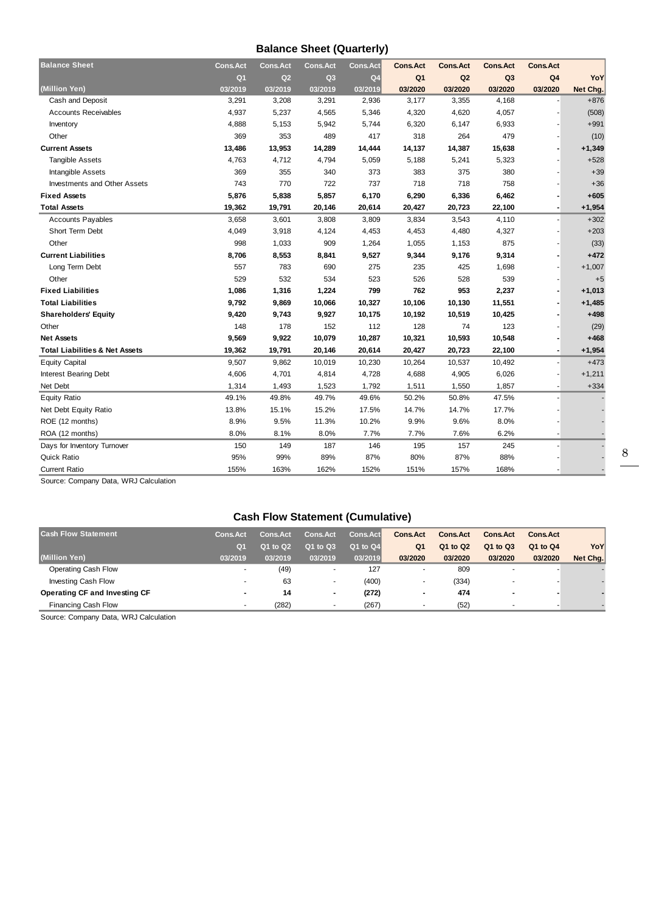## Balance Sheet (Quarterly)

| Balance Sheet | Cons.Act | Cons.Act | Cons.Act | Cons.Act | Cons.Act | Cons.Act | Cons.Act | Cons.Act | |
|---|---|---|---|---|---|---|---|---|---|
| | Q1 | Q2 | Q3 | Q4 | Q1 | Q2 | Q3 | Q4 | YoY |
| (Million Yen) | 03/2019 | 03/2019 | 03/2019 | 03/2019 | 03/2020 | 03/2020 | 03/2020 | 03/2020 | Net Chg. |
| Cash and Deposit | 3,291 | 3,208 | 3,291 | 2,936 | 3,177 | 3,355 | 4,168 | - | +876 |
| Accounts Receivables | 4,937 | 5,237 | 4,565 | 5,346 | 4,320 | 4,620 | 4,057 | - | (508) |
| Inventory | 4,888 | 5,153 | 5,942 | 5,744 | 6,320 | 6,147 | 6,933 | - | +991 |
| Other | 369 | 353 | 489 | 417 | 318 | 264 | 479 | - | (10) |
| **Current Assets** | **13,486** | **13,953** | **14,289** | **14,444** | **14,137** | **14,387** | **15,638** | **-** | **+1,349** |
| Tangible Assets | 4,763 | 4,712 | 4,794 | 5,059 | 5,188 | 5,241 | 5,323 | - | +528 |
| Intangible Assets | 369 | 355 | 340 | 373 | 383 | 375 | 380 | - | +39 |
| Investments and Other Assets | 743 | 770 | 722 | 737 | 718 | 718 | 758 | - | +36 |
| **Fixed Assets** | **5,876** | **5,838** | **5,857** | **6,170** | **6,290** | **6,336** | **6,462** | **-** | **+605** |
| **Total Assets** | **19,362** | **19,791** | **20,146** | **20,614** | **20,427** | **20,723** | **22,100** | **-** | **+1,954** |
| Accounts Payables | 3,658 | 3,601 | 3,808 | 3,809 | 3,834 | 3,543 | 4,110 | - | +302 |
| Short Term Debt | 4,049 | 3,918 | 4,124 | 4,453 | 4,453 | 4,480 | 4,327 | - | +203 |
| Other | 998 | 1,033 | 909 | 1,264 | 1,055 | 1,153 | 875 | - | (33) |
| **Current Liabilities** | **8,706** | **8,553** | **8,841** | **9,527** | **9,344** | **9,176** | **9,314** | **-** | **+472** |
| Long Term Debt | 557 | 783 | 690 | 275 | 235 | 425 | 1,698 | - | +1,007 |
| Other | 529 | 532 | 534 | 523 | 526 | 528 | 539 | - | +5 |
| **Fixed Liabilities** | **1,086** | **1,316** | **1,224** | **799** | **762** | **953** | **2,237** | **-** | **+1,013** |
| **Total Liabilities** | **9,792** | **9,869** | **10,066** | **10,327** | **10,106** | **10,130** | **11,551** | **-** | **+1,485** |
| **Shareholders' Equity** | **9,420** | **9,743** | **9,927** | **10,175** | **10,192** | **10,519** | **10,425** | **-** | **+498** |
| Other | 148 | 178 | 152 | 112 | 128 | 74 | 123 | - | (29) |
| **Net Assets** | **9,569** | **9,922** | **10,079** | **10,287** | **10,321** | **10,593** | **10,548** | **-** | **+468** |
| **Total Liabilities & Net Assets** | **19,362** | **19,791** | **20,146** | **20,614** | **20,427** | **20,723** | **22,100** | **-** | **+1,954** |
| Equity Capital | 9,507 | 9,862 | 10,019 | 10,230 | 10,264 | 10,537 | 10,492 | - | +473 |
| Interest Bearing Debt | 4,606 | 4,701 | 4,814 | 4,728 | 4,688 | 4,905 | 6,026 | - | +1,211 |
| Net Debt | 1,314 | 1,493 | 1,523 | 1,792 | 1,511 | 1,550 | 1,857 | - | +334 |
| Equity Ratio | 49.1% | 49.8% | 49.7% | 49.6% | 50.2% | 50.8% | 47.5% | - | - |
| Net Debt Equity Ratio | 13.8% | 15.1% | 15.2% | 17.5% | 14.7% | 14.7% | 17.7% | - | - |
| ROE (12 months) | 8.9% | 9.5% | 11.3% | 10.2% | 9.9% | 9.6% | 8.0% | - | - |
| ROA (12 months) | 8.0% | 8.1% | 8.0% | 7.7% | 7.7% | 7.6% | 6.2% | - | - |
| Days for Inventory Turnover | 150 | 149 | 187 | 146 | 195 | 157 | 245 | - | - |
| Quick Ratio | 95% | 99% | 89% | 87% | 80% | 87% | 88% | - | - |
| Current Ratio | 155% | 163% | 162% | 152% | 151% | 157% | 168% | - | - |

Source: Company Data, WRJ Calculation

## Cash Flow Statement (Cumulative)

| Cash Flow Statement | Cons.Act | Cons.Act | Cons.Act | Cons.Act | Cons.Act | Cons.Act | Cons.Act | Cons.Act | |
|---|---|---|---|---|---|---|---|---|---|
| | Q1 | Q1 to Q2 | Q1 to Q3 | Q1 to Q4 | Q1 | Q1 to Q2 | Q1 to Q3 | Q1 to Q4 | YoY |
| (Million Yen) | 03/2019 | 03/2019 | 03/2019 | 03/2019 | 03/2020 | 03/2020 | 03/2020 | 03/2020 | Net Chg. |
| Operating Cash Flow | - | (49) | - | 127 | - | 809 | - | - | - |
| Investing Cash Flow | - | 63 | - | (400) | - | (334) | - | - | - |
| **Operating CF and Investing CF** | **-** | **14** | **-** | **(272)** | **-** | **474** | **-** | **-** | **-** |
| Financing Cash Flow | - | (282) | - | (267) | - | (52) | - | - | - |

Source: Company Data, WRJ Calculation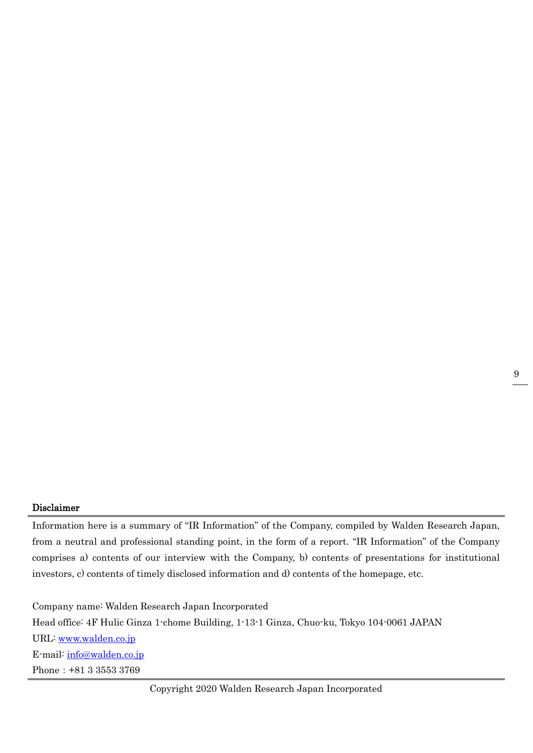**Disclaimer**

Information here is a summary of "IR Information" of the Company, compiled by Walden Research Japan, from a neutral and professional standing point, in the form of a report. "IR Information" of the Company comprises a) contents of our interview with the Company, b) contents of presentations for institutional investors, c) contents of timely disclosed information and d) contents of the homepage, etc.

Company name: Walden Research Japan Incorporated
Head office: 4F Hulic Ginza 1-chome Building, 1-13-1 Ginza, Chuo-ku, Tokyo 104-0061 JAPAN
URL: www.walden.co.jp
E-mail: info@walden.co.jp
Phone : +81 3 3553 3769

Copyright 2020 Walden Research Japan Incorporated